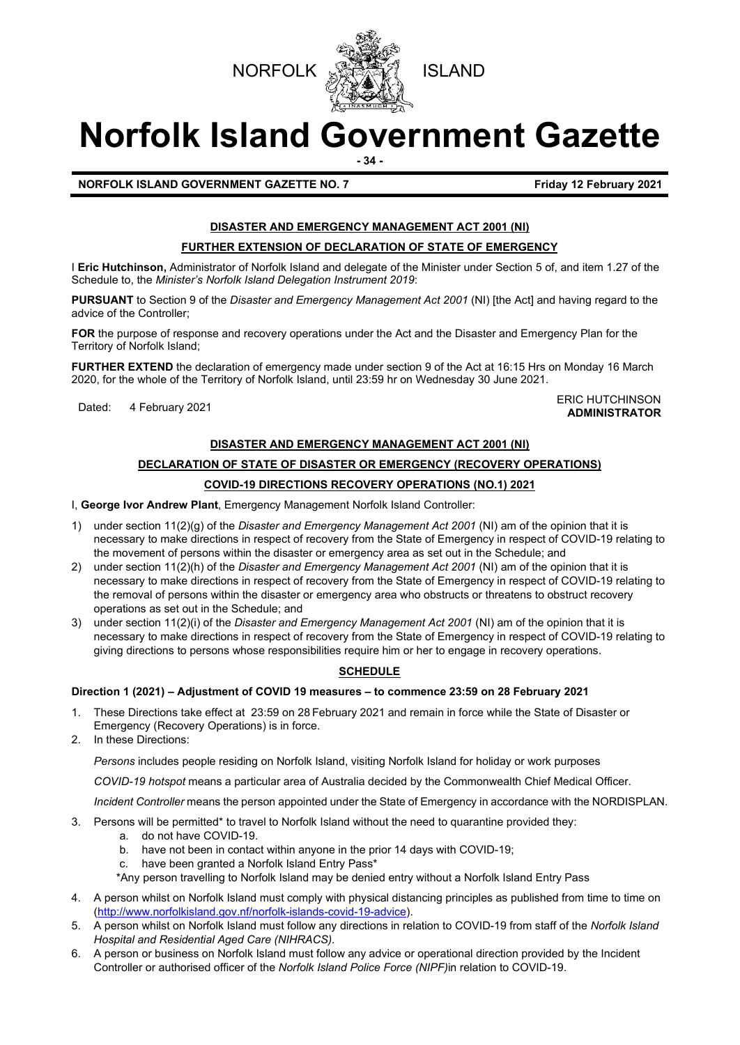NORFOLK ISLAND

# Norfolk Island Government Gazette

**NORFOLK ISLAND GOVERNMENT GAZETTE NO. 7** **Friday 12 February 2021**

## DISASTER AND EMERGENCY MANAGEMENT ACT 2001 (NI)

### FURTHER EXTENSION OF DECLARATION OF STATE OF EMERGENCY

I **Eric Hutchinson,** Administrator of Norfolk Island and delegate of the Minister under Section 5 of, and item 1.27 of the Schedule to, the *Minister's Norfolk Island Delegation Instrument 2019*:

**PURSUANT** to Section 9 of the *Disaster and Emergency Management Act 2001* (NI) [the Act] and having regard to the advice of the Controller;

**FOR** the purpose of response and recovery operations under the Act and the Disaster and Emergency Plan for the Territory of Norfolk Island;

**FURTHER EXTEND** the declaration of emergency made under section 9 of the Act at 16:15 Hrs on Monday 16 March 2020, for the whole of the Territory of Norfolk Island, until 23:59 hr on Wednesday 30 June 2021.

Dated: 4 February 2021

ERIC HUTCHINSON
**ADMINISTRATOR**

## DISASTER AND EMERGENCY MANAGEMENT ACT 2001 (NI)

### DECLARATION OF STATE OF DISASTER OR EMERGENCY (RECOVERY OPERATIONS)

### COVID-19 DIRECTIONS RECOVERY OPERATIONS (NO.1) 2021

I, **George Ivor Andrew Plant**, Emergency Management Norfolk Island Controller:

1) under section 11(2)(g) of the *Disaster and Emergency Management Act 2001* (NI) am of the opinion that it is necessary to make directions in respect of recovery from the State of Emergency in respect of COVID-19 relating to the movement of persons within the disaster or emergency area as set out in the Schedule; and
2) under section 11(2)(h) of the *Disaster and Emergency Management Act 2001* (NI) am of the opinion that it is necessary to make directions in respect of recovery from the State of Emergency in respect of COVID-19 relating to the removal of persons within the disaster or emergency area who obstructs or threatens to obstruct recovery operations as set out in the Schedule; and
3) under section 11(2)(i) of the *Disaster and Emergency Management Act 2001* (NI) am of the opinion that it is necessary to make directions in respect of recovery from the State of Emergency in respect of COVID-19 relating to giving directions to persons whose responsibilities require him or her to engage in recovery operations.

### SCHEDULE

**Direction 1 (2021) – Adjustment of COVID 19 measures – to commence 23:59 on 28 February 2021**

1. These Directions take effect at 23:59 on 28 February 2021 and remain in force while the State of Disaster or Emergency (Recovery Operations) is in force.
2. In these Directions:

   *Persons* includes people residing on Norfolk Island, visiting Norfolk Island for holiday or work purposes

   *COVID-19 hotspot* means a particular area of Australia decided by the Commonwealth Chief Medical Officer.

   *Incident Controller* means the person appointed under the State of Emergency in accordance with the NORDISPLAN.

3. Persons will be permitted* to travel to Norfolk Island without the need to quarantine provided they:
   a. do not have COVID-19.
   b. have not been in contact within anyone in the prior 14 days with COVID-19;
   c. have been granted a Norfolk Island Entry Pass*

   *Any person travelling to Norfolk Island may be denied entry without a Norfolk Island Entry Pass

4. A person whilst on Norfolk Island must comply with physical distancing principles as published from time to time on (http://www.norfolkisland.gov.nf/norfolk-islands-covid-19-advice).
5. A person whilst on Norfolk Island must follow any directions in relation to COVID-19 from staff of the *Norfolk Island Hospital and Residential Aged Care (NIHRACS).*
6. A person or business on Norfolk Island must follow any advice or operational direction provided by the Incident Controller or authorised officer of the *Norfolk Island Police Force (NIPF)*in relation to COVID-19.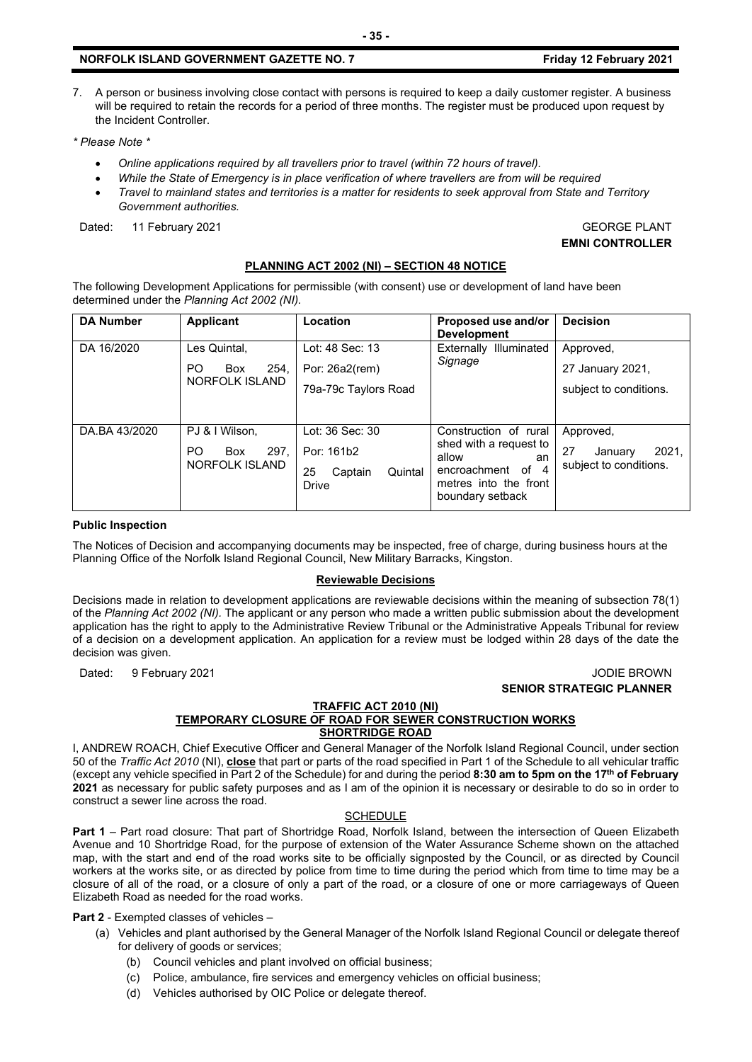7. A person or business involving close contact with persons is required to keep a daily customer register. A business will be required to retain the records for a period of three months. The register must be produced upon request by the Incident Controller.

*\* Please Note \**

- *Online applications required by all travellers prior to travel (within 72 hours of travel).*
- *While the State of Emergency is in place verification of where travellers are from will be required*
- *Travel to mainland states and territories is a matter for residents to seek approval from State and Territory Government authorities.*

Dated: 11 February 2021 GEORGE PLANT

**EMNI CONTROLLER**

## PLANNING ACT 2002 (NI) – SECTION 48 NOTICE

The following Development Applications for permissible (with consent) use or development of land have been determined under the *Planning Act 2002 (NI).*

| DA Number | Applicant | Location | Proposed use and/or Development | Decision |
|---|---|---|---|---|
| DA 16/2020 | Les Quintal, PO Box 254, NORFOLK ISLAND | Lot: 48 Sec: 13 Por: 26a2(rem) 79a-79c Taylors Road | Externally Illuminated *Signage* | Approved, 27 January 2021, subject to conditions. |
| DA.BA 43/2020 | PJ & I Wilson, PO Box 297, NORFOLK ISLAND | Lot: 36 Sec: 30 Por: 161b2 25 Captain Quintal Drive | Construction of rural shed with a request to allow an encroachment of 4 metres into the front boundary setback | Approved, 27 January 2021, subject to conditions. |

**Public Inspection**

The Notices of Decision and accompanying documents may be inspected, free of charge, during business hours at the Planning Office of the Norfolk Island Regional Council, New Military Barracks, Kingston.

**Reviewable Decisions**

Decisions made in relation to development applications are reviewable decisions within the meaning of subsection 78(1) of the *Planning Act 2002 (NI).* The applicant or any person who made a written public submission about the development application has the right to apply to the Administrative Review Tribunal or the Administrative Appeals Tribunal for review of a decision on a development application. An application for a review must be lodged within 28 days of the date the decision was given.

Dated: 9 February 2021 JODIE BROWN

**SENIOR STRATEGIC PLANNER**

## TRAFFIC ACT 2010 (NI)
## TEMPORARY CLOSURE OF ROAD FOR SEWER CONSTRUCTION WORKS
## SHORTRIDGE ROAD

I, ANDREW ROACH, Chief Executive Officer and General Manager of the Norfolk Island Regional Council, under section 50 of the *Traffic Act 2010* (NI), **close** that part or parts of the road specified in Part 1 of the Schedule to all vehicular traffic (except any vehicle specified in Part 2 of the Schedule) for and during the period **8:30 am to 5pm on the 17th of February 2021** as necessary for public safety purposes and as I am of the opinion it is necessary or desirable to do so in order to construct a sewer line across the road.

SCHEDULE

**Part 1** – Part road closure: That part of Shortridge Road, Norfolk Island, between the intersection of Queen Elizabeth Avenue and 10 Shortridge Road, for the purpose of extension of the Water Assurance Scheme shown on the attached map, with the start and end of the road works site to be officially signposted by the Council, or as directed by Council workers at the works site, or as directed by police from time to time during the period which from time to time may be a closure of all of the road, or a closure of only a part of the road, or a closure of one or more carriageways of Queen Elizabeth Road as needed for the road works.

**Part 2** - Exempted classes of vehicles –

(a) Vehicles and plant authorised by the General Manager of the Norfolk Island Regional Council or delegate thereof for delivery of goods or services;
(b) Council vehicles and plant involved on official business;
(c) Police, ambulance, fire services and emergency vehicles on official business;
(d) Vehicles authorised by OIC Police or delegate thereof.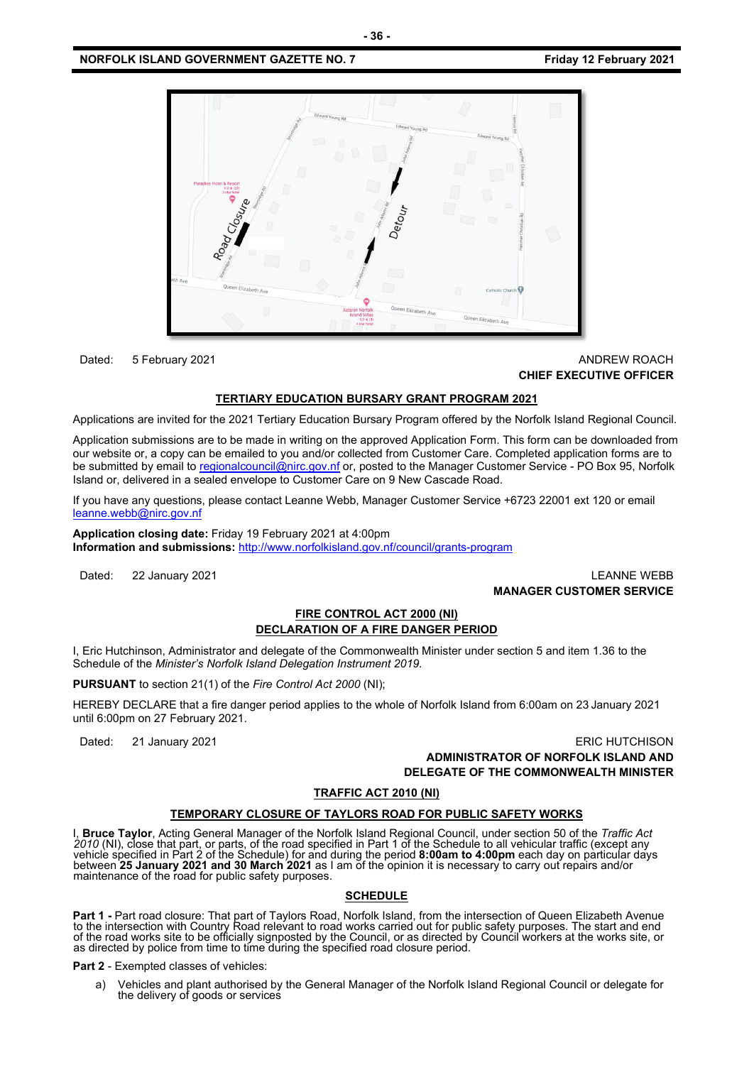Dated: 5 February 2021

ANDREW ROACH
**CHIEF EXECUTIVE OFFICER**

## TERTIARY EDUCATION BURSARY GRANT PROGRAM 2021

Applications are invited for the 2021 Tertiary Education Bursary Program offered by the Norfolk Island Regional Council.

Application submissions are to be made in writing on the approved Application Form. This form can be downloaded from our website or, a copy can be emailed to you and/or collected from Customer Care. Completed application forms are to be submitted by email to regionalcouncil@nirc.gov.nf or, posted to the Manager Customer Service - PO Box 95, Norfolk Island or, delivered in a sealed envelope to Customer Care on 9 New Cascade Road.

If you have any questions, please contact Leanne Webb, Manager Customer Service +6723 22001 ext 120 or email leanne.webb@nirc.gov.nf

**Application closing date:** Friday 19 February 2021 at 4:00pm
**Information and submissions:** http://www.norfolkisland.gov.nf/council/grants-program

Dated: 22 January 2021

LEANNE WEBB
**MANAGER CUSTOMER SERVICE**

## FIRE CONTROL ACT 2000 (NI)
## DECLARATION OF A FIRE DANGER PERIOD

I, Eric Hutchinson, Administrator and delegate of the Commonwealth Minister under section 5 and item 1.36 to the Schedule of the *Minister's Norfolk Island Delegation Instrument 2019.*

**PURSUANT** to section 21(1) of the *Fire Control Act 2000* (NI);

HEREBY DECLARE that a fire danger period applies to the whole of Norfolk Island from 6:00am on 23 January 2021 until 6:00pm on 27 February 2021.

Dated: 21 January 2021

ERIC HUTCHISON
**ADMINISTRATOR OF NORFOLK ISLAND AND DELEGATE OF THE COMMONWEALTH MINISTER**

## TRAFFIC ACT 2010 (NI)

## TEMPORARY CLOSURE OF TAYLORS ROAD FOR PUBLIC SAFETY WORKS

I, **Bruce Taylor**, Acting General Manager of the Norfolk Island Regional Council, under section 50 of the *Traffic Act 2010* (NI), close that part, or parts, of the road specified in Part 1 of the Schedule to all vehicular traffic (except any vehicle specified in Part 2 of the Schedule) for and during the period **8:00am to 4:00pm** each day on particular days between **25 January 2021 and 30 March 2021** as I am of the opinion it is necessary to carry out repairs and/or maintenance of the road for public safety purposes.

## SCHEDULE

**Part 1 -** Part road closure: That part of Taylors Road, Norfolk Island, from the intersection of Queen Elizabeth Avenue to the intersection with Country Road relevant to road works carried out for public safety purposes. The start and end of the road works site to be officially signposted by the Council, or as directed by Council workers at the works site, or as directed by police from time to time during the specified road closure period.

**Part 2** - Exempted classes of vehicles:

a) Vehicles and plant authorised by the General Manager of the Norfolk Island Regional Council or delegate for the delivery of goods or services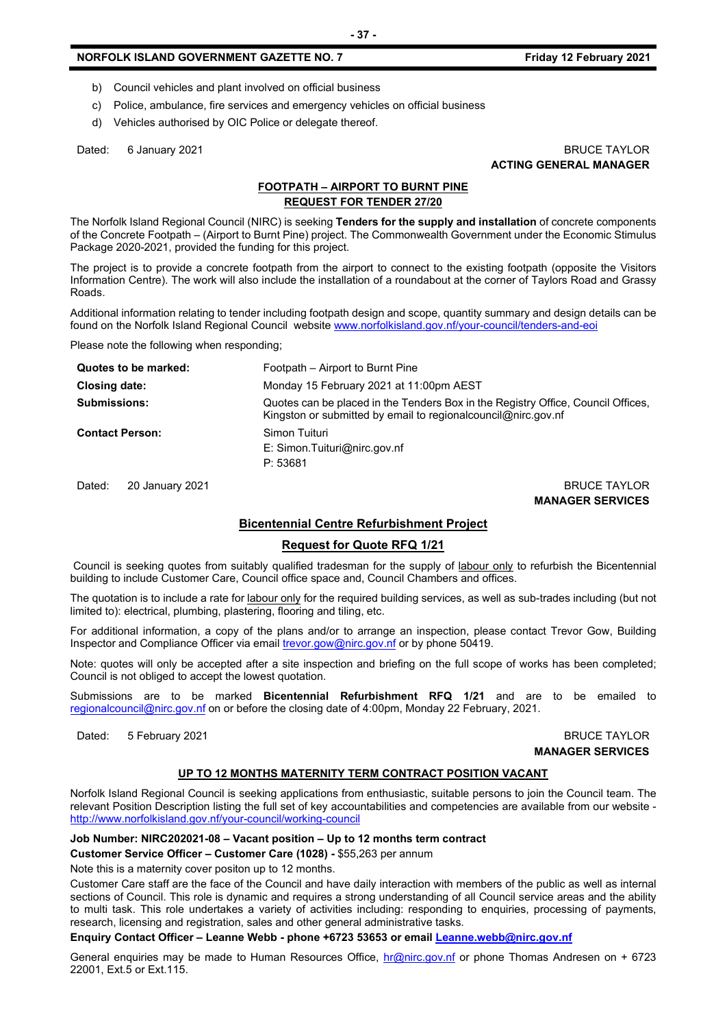b) Council vehicles and plant involved on official business

c) Police, ambulance, fire services and emergency vehicles on official business

d) Vehicles authorised by OIC Police or delegate thereof.

Dated: 6 January 2021

BRUCE TAYLOR
**ACTING GENERAL MANAGER**

## FOOTPATH – AIRPORT TO BURNT PINE
## REQUEST FOR TENDER 27/20

The Norfolk Island Regional Council (NIRC) is seeking **Tenders for the supply and installation** of concrete components of the Concrete Footpath – (Airport to Burnt Pine) project. The Commonwealth Government under the Economic Stimulus Package 2020-2021, provided the funding for this project.

The project is to provide a concrete footpath from the airport to connect to the existing footpath (opposite the Visitors Information Centre). The work will also include the installation of a roundabout at the corner of Taylors Road and Grassy Roads.

Additional information relating to tender including footpath design and scope, quantity summary and design details can be found on the Norfolk Island Regional Council website www.norfolkisland.gov.nf/your-council/tenders-and-eoi

Please note the following when responding;

| | |
|---|---|
| **Quotes to be marked:** | Footpath – Airport to Burnt Pine |
| **Closing date:** | Monday 15 February 2021 at 11:00pm AEST |
| **Submissions:** | Quotes can be placed in the Tenders Box in the Registry Office, Council Offices, Kingston or submitted by email to regionalcouncil@nirc.gov.nf |
| **Contact Person:** | Simon Tuituri<br>E: Simon.Tuituri@nirc.gov.nf<br>P: 53681 |

Dated: 20 January 2021

BRUCE TAYLOR
**MANAGER SERVICES**

## Bicentennial Centre Refurbishment Project
## Request for Quote RFQ 1/21

Council is seeking quotes from suitably qualified tradesman for the supply of labour only to refurbish the Bicentennial building to include Customer Care, Council office space and, Council Chambers and offices.

The quotation is to include a rate for labour only for the required building services, as well as sub-trades including (but not limited to): electrical, plumbing, plastering, flooring and tiling, etc.

For additional information, a copy of the plans and/or to arrange an inspection, please contact Trevor Gow, Building Inspector and Compliance Officer via email trevor.gow@nirc.gov.nf or by phone 50419.

Note: quotes will only be accepted after a site inspection and briefing on the full scope of works has been completed; Council is not obliged to accept the lowest quotation.

Submissions are to be marked **Bicentennial Refurbishment RFQ 1/21** and are to be emailed to regionalcouncil@nirc.gov.nf on or before the closing date of 4:00pm, Monday 22 February, 2021.

Dated: 5 February 2021

BRUCE TAYLOR
**MANAGER SERVICES**

## UP TO 12 MONTHS MATERNITY TERM CONTRACT POSITION VACANT

Norfolk Island Regional Council is seeking applications from enthusiastic, suitable persons to join the Council team. The relevant Position Description listing the full set of key accountabilities and competencies are available from our website - http://www.norfolkisland.gov.nf/your-council/working-council

**Job Number: NIRC202021-08 – Vacant position – Up to 12 months term contract**

**Customer Service Officer – Customer Care (1028) -** $55,263 per annum

Note this is a maternity cover positon up to 12 months.

Customer Care staff are the face of the Council and have daily interaction with members of the public as well as internal sections of Council. This role is dynamic and requires a strong understanding of all Council service areas and the ability to multi task. This role undertakes a variety of activities including: responding to enquiries, processing of payments, research, licensing and registration, sales and other general administrative tasks.

**Enquiry Contact Officer – Leanne Webb - phone +6723 53653 or email Leanne.webb@nirc.gov.nf**

General enquiries may be made to Human Resources Office, hr@nirc.gov.nf or phone Thomas Andresen on + 6723 22001, Ext.5 or Ext.115.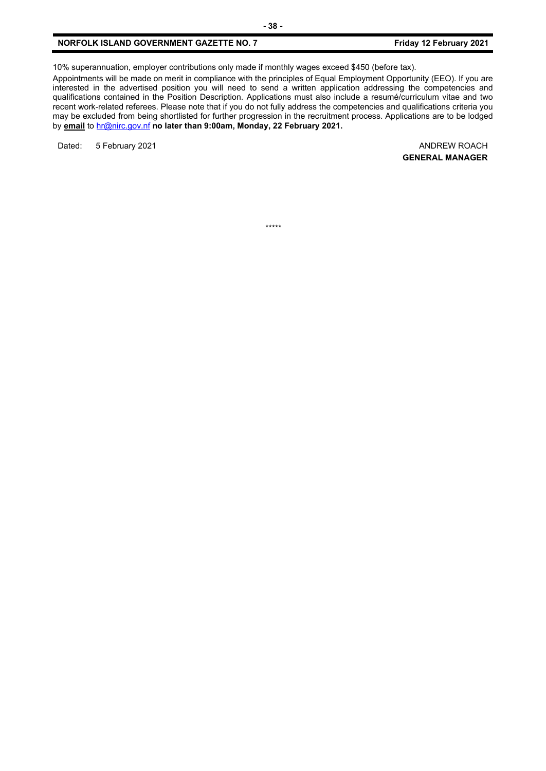10% superannuation, employer contributions only made if monthly wages exceed $450 (before tax).

Appointments will be made on merit in compliance with the principles of Equal Employment Opportunity (EEO). If you are interested in the advertised position you will need to send a written application addressing the competencies and qualifications contained in the Position Description. Applications must also include a resumé/curriculum vitae and two recent work-related referees. Please note that if you do not fully address the competencies and qualifications criteria you may be excluded from being shortlisted for further progression in the recruitment process. Applications are to be lodged by **email** to hr@nirc.gov.nf **no later than 9:00am, Monday, 22 February 2021.**

Dated: 5 February 2021

ANDREW ROACH
**GENERAL MANAGER**

*****